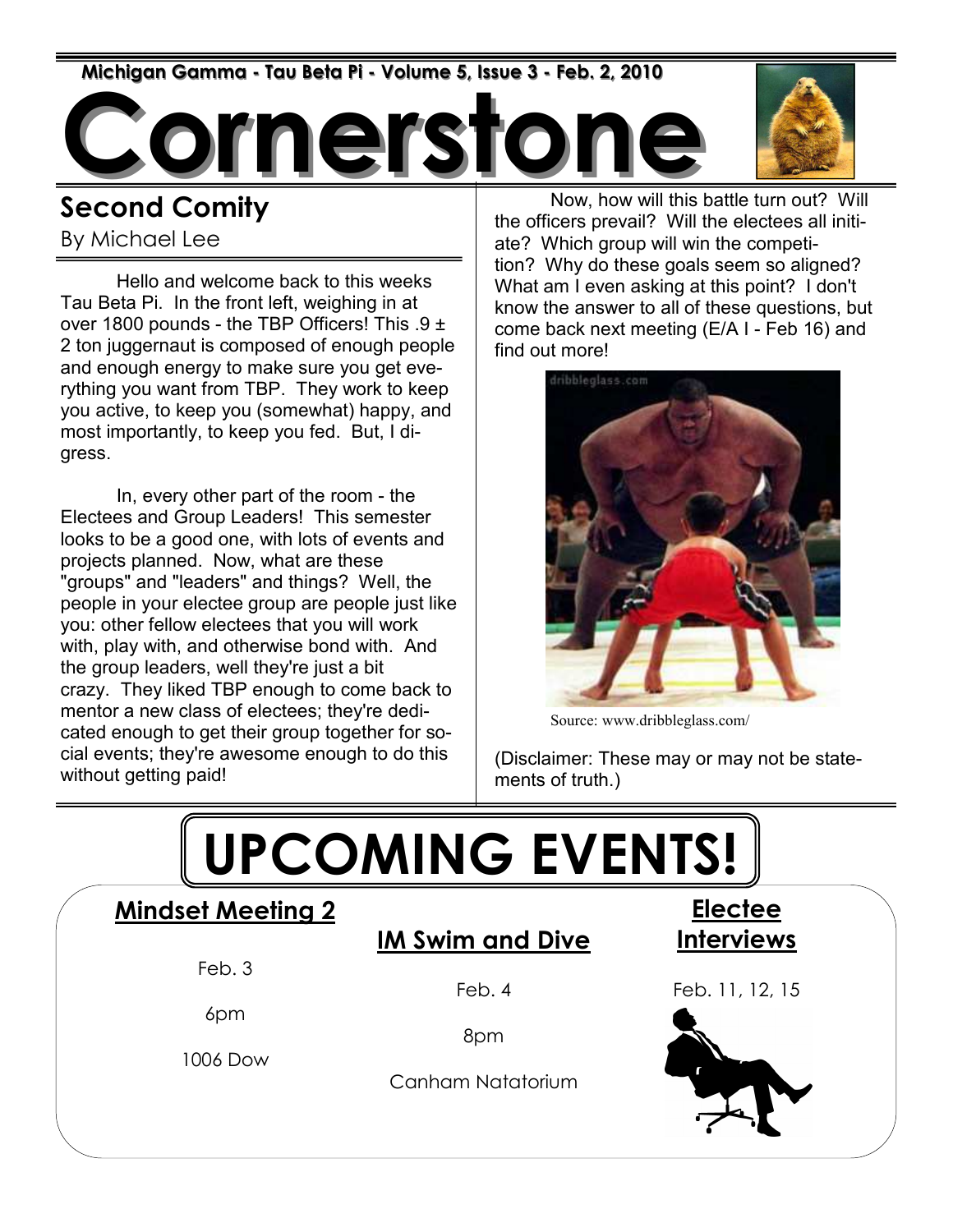Michigan Gamma - Tau Beta Pi - Volume 5, Issue 3 - Feb. 2, 2010

# Cornerstone

## Second Comity

By Michael Lee

Hello and welcome back to this weeks Tau Beta Pi. In the front left, weighing in at over 1800 pounds - the TBP Officers! This .9 ± 2 ton juggernaut is composed of enough people and enough energy to make sure you get everything you want from TBP. They work to keep you active, to keep you (somewhat) happy, and most importantly, to keep you fed. But, I digress.

In, every other part of the room - the Electees and Group Leaders! This semester looks to be a good one, with lots of events and projects planned. Now, what are these "groups" and "leaders" and things? Well, the people in your electee group are people just like you: other fellow electees that you will work with, play with, and otherwise bond with. And the group leaders, well they're just a bit crazy. They liked TBP enough to come back to mentor a new class of electees; they're dedicated enough to get their group together for social events; they're awesome enough to do this without getting paid!

Now, how will this battle turn out? Will the officers prevail? Will the electees all initiate? Which group will win the competition? Why do these goals seem so aligned? What am I even asking at this point? I don't know the answer to all of these questions, but come back next meeting (E/A I - Feb 16) and find out more!

Source: www.dribbleglass.com/

(Disclaimer: These may or may not be statements of truth.)

# UPCOMING EVENTS!

**Mindset Meeting 2**

Feb. 3

6pm

1006 Dow

**IM Swim and Dive**

Feb. 4

8pm

Canham Natatorium

**Electee Interviews**

Feb. 11, 12, 15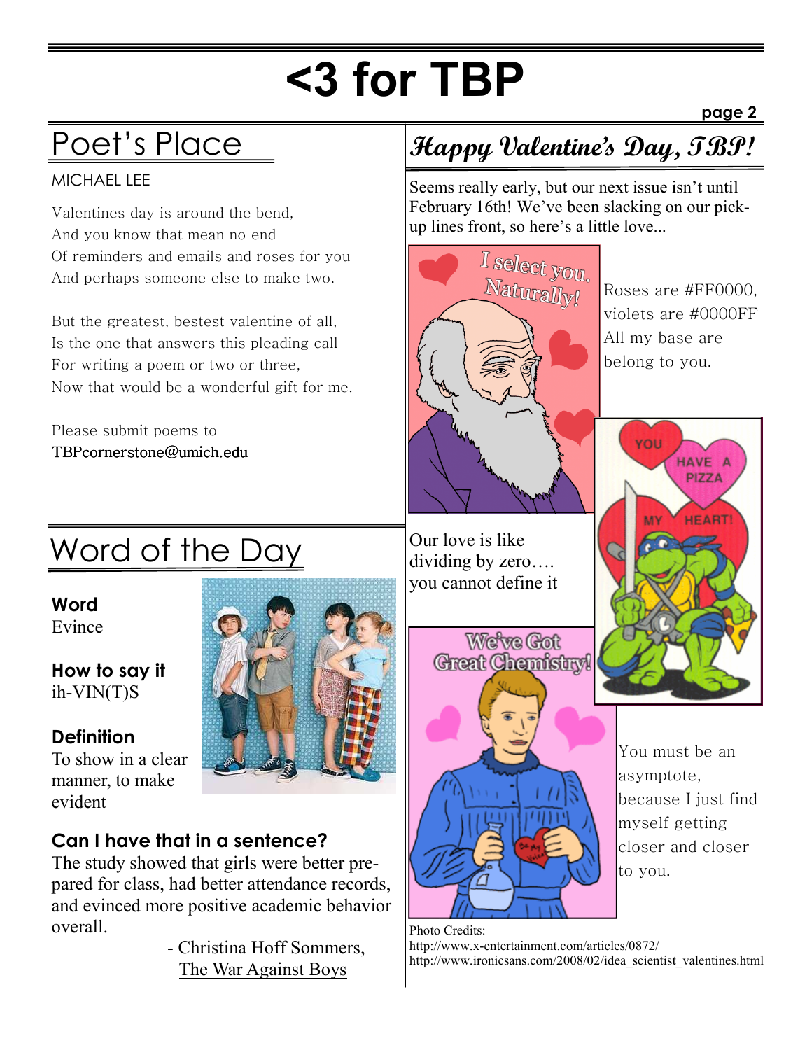# <3 for TBP

## Poet's Place

MICHAEL LEE

Valentines day is around the bend,
And you know that mean no end
Of reminders and emails and roses for you
And perhaps someone else to make two.

But the greatest, bestest valentine of all,
Is the one that answers this pleading call
For writing a poem or two or three,
Now that would be a wonderful gift for me.

Please submit poems to
TBPcornerstone@umich.edu

## Word of the Day

**Word**
Evince

**How to say it**
ih-VIN(T)S

**Definition**
To show in a clear manner, to make evident

**Can I have that in a sentence?**
The study showed that girls were better prepared for class, had better attendance records, and evinced more positive academic behavior overall.

- Christina Hoff Sommers, The War Against Boys

## *Happy Valentine's Day, TBP!*

Seems really early, but our next issue isn't until February 16th! We've been slacking on our pick-up lines front, so here's a little love...

Roses are #FF0000,
violets are #0000FF
All my base are belong to you.

Our love is like dividing by zero…. you cannot define it

You must be an asymptote, because I just find myself getting closer and closer to you.

Photo Credits:
http://www.x-entertainment.com/articles/0872/
http://www.ironicsans.com/2008/02/idea_scientist_valentines.html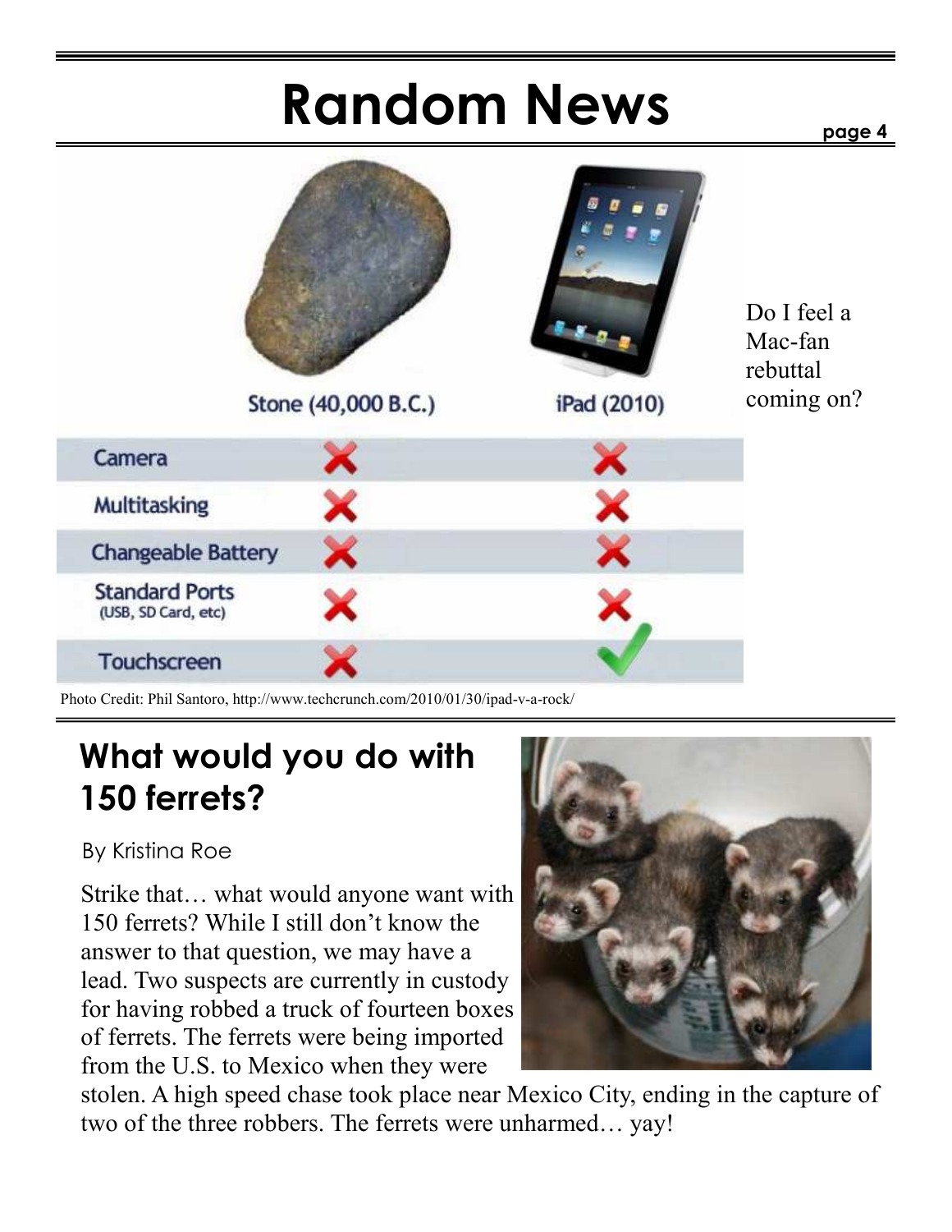# Random News

| | Stone (40,000 B.C.) | iPad (2010) |
|---|---|---|
| Camera | ✗ | ✗ |
| Multitasking | ✗ | ✗ |
| Changeable Battery | ✗ | ✗ |
| Standard Ports (USB, SD Card, etc) | ✗ | ✗ |
| Touchscreen | ✗ | ✓ |

Do I feel a Mac-fan rebuttal coming on?

Photo Credit: Phil Santoro, http://www.techcrunch.com/2010/01/30/ipad-v-a-rock/

## What would you do with 150 ferrets?

By Kristina Roe

Strike that… what would anyone want with 150 ferrets? While I still don't know the answer to that question, we may have a lead. Two suspects are currently in custody for having robbed a truck of fourteen boxes of ferrets. The ferrets were being imported from the U.S. to Mexico when they were stolen. A high speed chase took place near Mexico City, ending in the capture of two of the three robbers. The ferrets were unharmed… yay!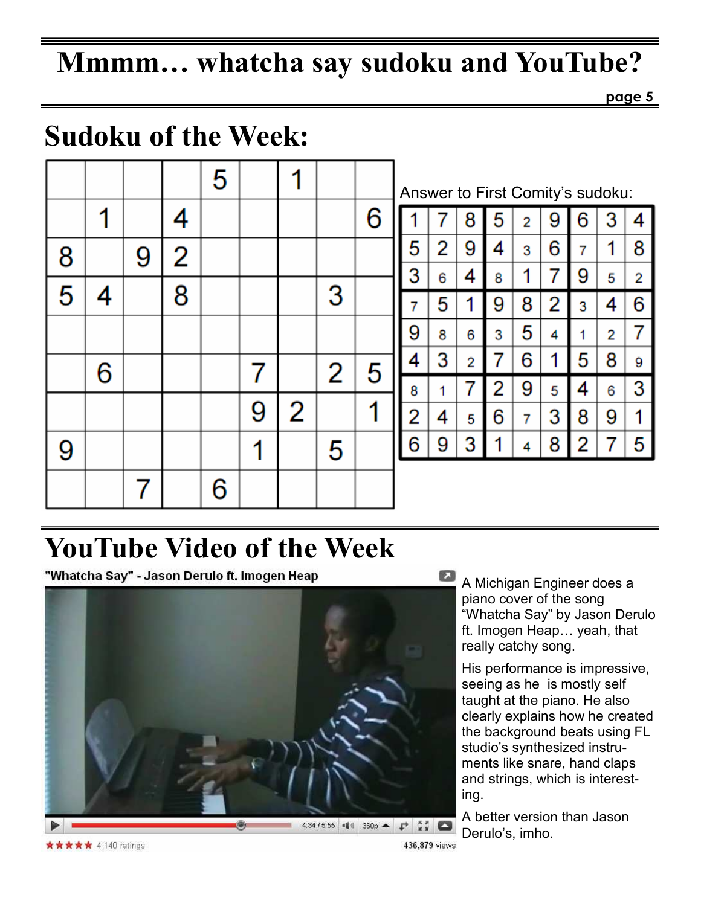# Mmmm… whatcha say sudoku and YouTube?

## Sudoku of the Week:

| | | | | | | | | |
|---|---|---|---|---|---|---|---|---|
| | | | | 5 | | 1 | | |
| | 1 | | 4 | | | | | 6 |
| 8 | | 9 | 2 | | | | | |
| 5 | 4 | | 8 | | | | 3 | |
| | | | | | | | | |
| | 6 | | | | 7 | | 2 | 5 |
| | | | | | 9 | 2 | | 1 |
| 9 | | | | | 1 | | 5 | |
| | | 7 | | 6 | | | | |

Answer to First Comity's sudoku:

| | | | | | | | | |
|---|---|---|---|---|---|---|---|---|
| 1 | 7 | 8 | 5 | 2 | 9 | 6 | 3 | 4 |
| 5 | 2 | 9 | 4 | 3 | 6 | 7 | 1 | 8 |
| 3 | 6 | 4 | 8 | 1 | 7 | 9 | 5 | 2 |
| 7 | 5 | 1 | 9 | 8 | 2 | 3 | 4 | 6 |
| 9 | 8 | 6 | 3 | 5 | 4 | 1 | 2 | 7 |
| 4 | 3 | 2 | 7 | 6 | 1 | 5 | 8 | 9 |
| 8 | 1 | 7 | 2 | 9 | 5 | 4 | 6 | 3 |
| 2 | 4 | 5 | 6 | 7 | 3 | 8 | 9 | 1 |
| 6 | 9 | 3 | 1 | 4 | 8 | 2 | 7 | 5 |

## YouTube Video of the Week

"Whatcha Say" - Jason Derulo ft. Imogen Heap

4:34 / 5:55 360p

★★★★★ 4,140 ratings 436,879 views

A Michigan Engineer does a piano cover of the song "Whatcha Say" by Jason Derulo ft. Imogen Heap… yeah, that really catchy song.

His performance is impressive, seeing as he is mostly self taught at the piano. He also clearly explains how he created the background beats using FL studio's synthesized instruments like snare, hand claps and strings, which is interesting.

A better version than Jason Derulo's, imho.